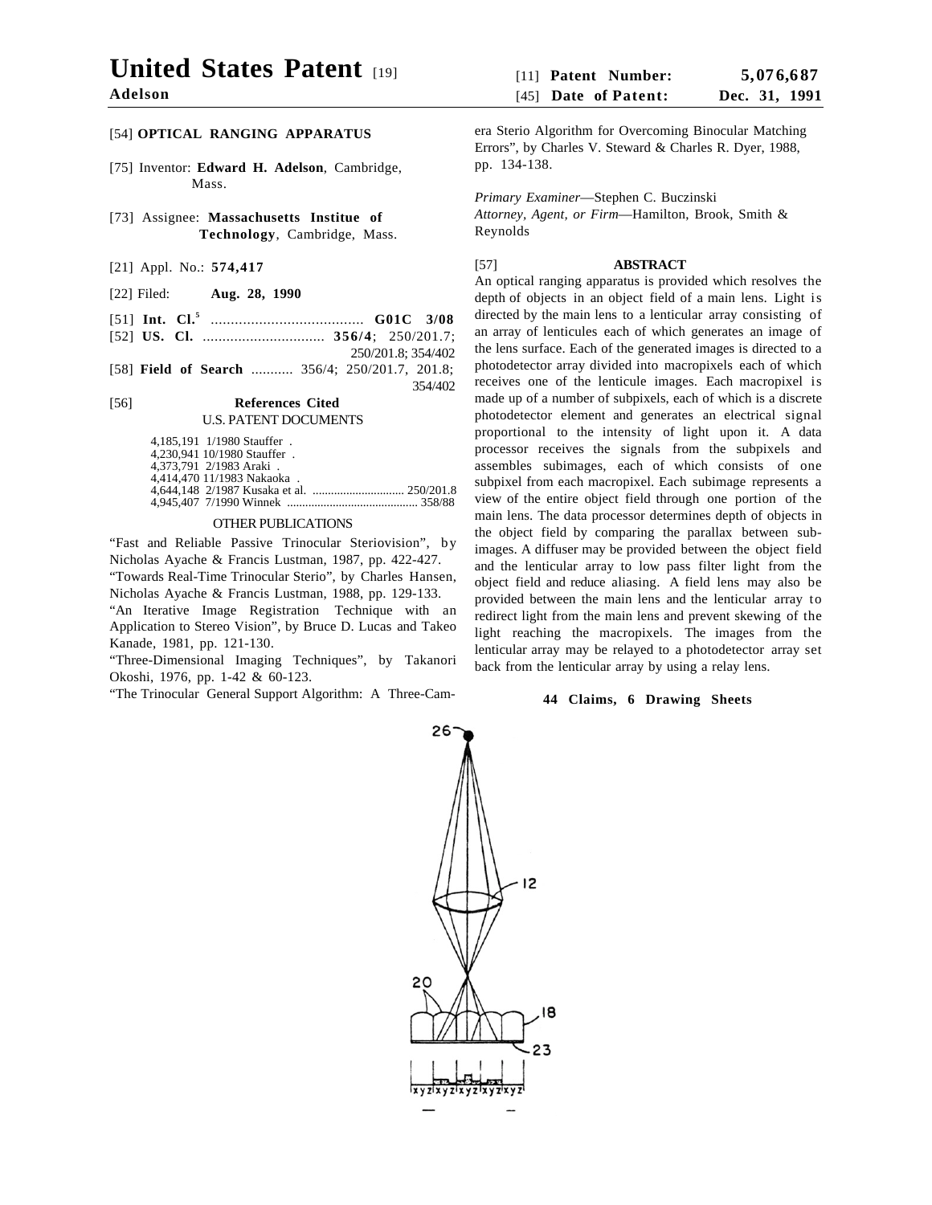# United States Patent [19]

**Adelson**

[11] **Patent Number: 5,076,687**

[45] **Date of Patent: Dec. 31, 1991**

[54] **OPTICAL RANGING APPARATUS**

[75] Inventor: **Edward H. Adelson**, Cambridge, Mass.

[73] Assignee: **Massachusetts Institue of Technology**, Cambridge, Mass.

[21] Appl. No.: **574,417**

[22] Filed: **Aug. 28, 1990**

[51] **Int. Cl.**[5] ...................................... **G01C 3/08**

[52] **US. Cl.** ............................... **356/4**; 250/201.7; 250/201.8; 354/402

[58] **Field of Search** ........... 356/4; 250/201.7, 201.8; 354/402

[56] **References Cited**

U.S. PATENT DOCUMENTS

4,185,191 1/1980 Stauffer .
4,230,941 10/1980 Stauffer .
4,373,791 2/1983 Araki .
4,414,470 11/1983 Nakaoka .
4,644,148 2/1987 Kusaka et al. .............................. 250/201.8
4,945,407 7/1990 Winnek .......................................... 358/88

OTHER PUBLICATIONS

"Fast and Reliable Passive Trinocular Steriovision", by Nicholas Ayache & Francis Lustman, 1987, pp. 422-427.

"Towards Real-Time Trinocular Sterio", by Charles Hansen, Nicholas Ayache & Francis Lustman, 1988, pp. 129-133.

"An Iterative Image Registration Technique with an Application to Stereo Vision", by Bruce D. Lucas and Takeo Kanade, 1981, pp. 121-130.

"Three-Dimensional Imaging Techniques", by Takanori Okoshi, 1976, pp. 1-42 & 60-123.

"The Trinocular General Support Algorithm: A Three-Camera Sterio Algorithm for Overcoming Binocular Matching Errors", by Charles V. Steward & Charles R. Dyer, 1988, pp. 134-138.

*Primary Examiner*—Stephen C. Buczinski
*Attorney, Agent, or Firm*—Hamilton, Brook, Smith & Reynolds

[57] **ABSTRACT**

An optical ranging apparatus is provided which resolves the depth of objects in an object field of a main lens. Light is directed by the main lens to a lenticular array consisting of an array of lenticules each of which generates an image of the lens surface. Each of the generated images is directed to a photodetector array divided into macropixels each of which receives one of the lenticule images. Each macropixel is made up of a number of subpixels, each of which is a discrete photodetector element and generates an electrical signal proportional to the intensity of light upon it. A data processor receives the signals from the subpixels and assembles subimages, each of which consists of one subpixel from each macropixel. Each subimage represents a view of the entire object field through one portion of the main lens. The data processor determines depth of objects in the object field by comparing the parallax between subimages. A diffuser may be provided between the object field and the lenticular array to low pass filter light from the object field and reduce aliasing. A field lens may also be provided between the main lens and the lenticular array to redirect light from the main lens and prevent skewing of the light reaching the macropixels. The images from the lenticular array may be relayed to a photodetector array set back from the lenticular array by using a relay lens.

**44 Claims, 6 Drawing Sheets**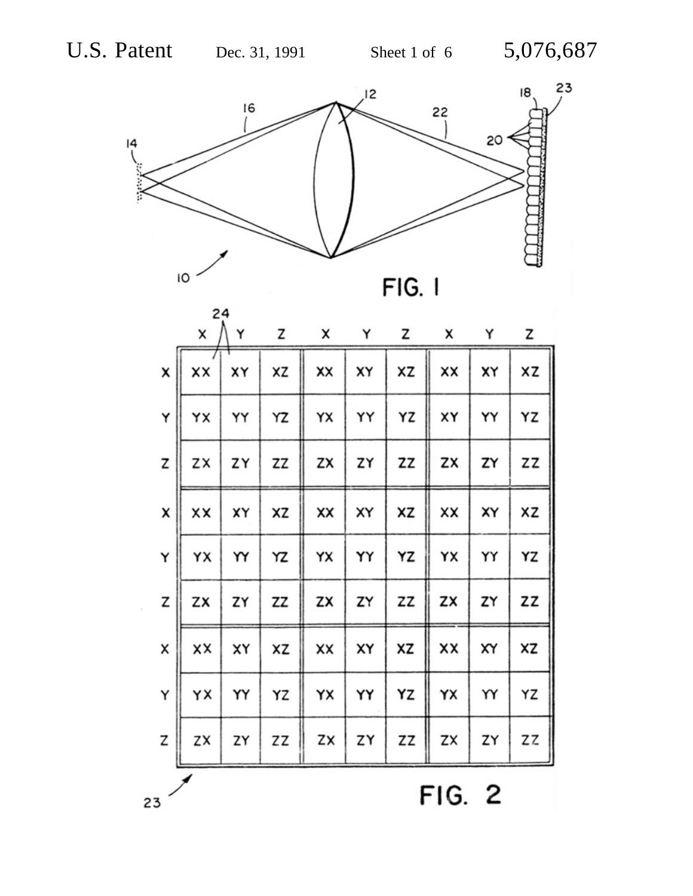FIG. 1

| | X | Y | Z | X | Y | Z | X | Y | Z |
|---|---|---|---|---|---|---|---|---|---|
| X | XX | XY | XZ | XX | XY | XZ | XX | XY | XZ |
| Y | YX | YY | YZ | YX | YY | YZ | XY | YY | YZ |
| Z | ZX | ZY | ZZ | ZX | ZY | ZZ | ZX | ZY | ZZ |
| X | XX | XY | XZ | XX | XY | XZ | XX | XY | XZ |
| Y | YX | YY | YZ | YX | YY | YZ | YX | YY | YZ |
| Z | ZX | ZY | ZZ | ZX | ZY | ZZ | ZX | ZY | ZZ |
| X | XX | XY | XZ | XX | XY | XZ | XX | XY | XZ |
| Y | YX | YY | YZ | YX | YY | YZ | YX | YY | YZ |
| Z | ZX | ZY | ZZ | ZX | ZY | ZZ | ZX | ZY | ZZ |

FIG. 2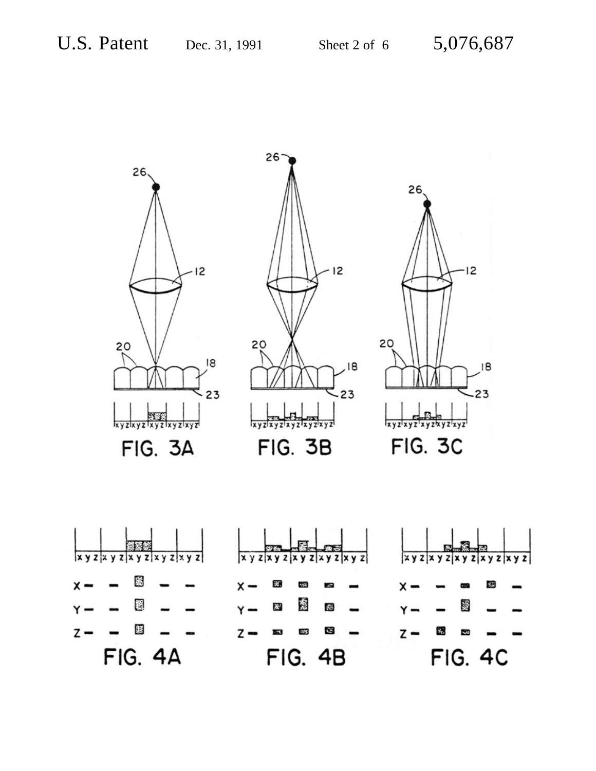FIG. 3A

FIG. 3B

FIG. 3C

FIG. 4A

FIG. 4B

FIG. 4C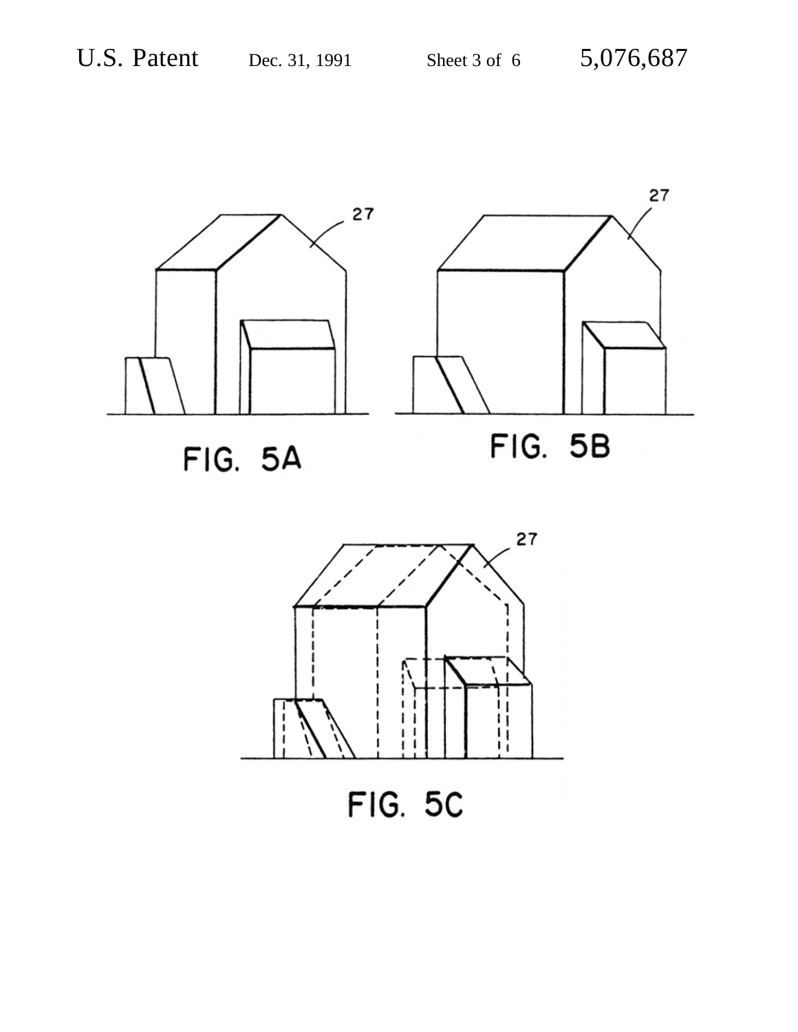FIG. 5A

FIG. 5B

FIG. 5C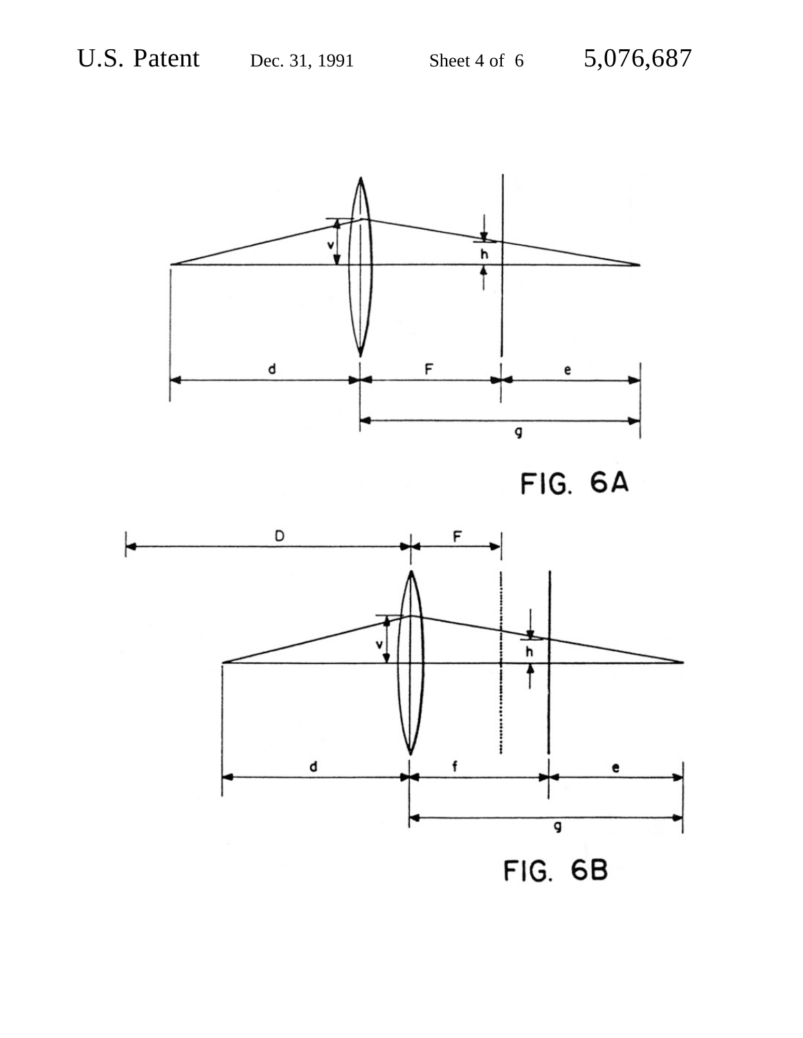FIG. 6A

FIG. 6B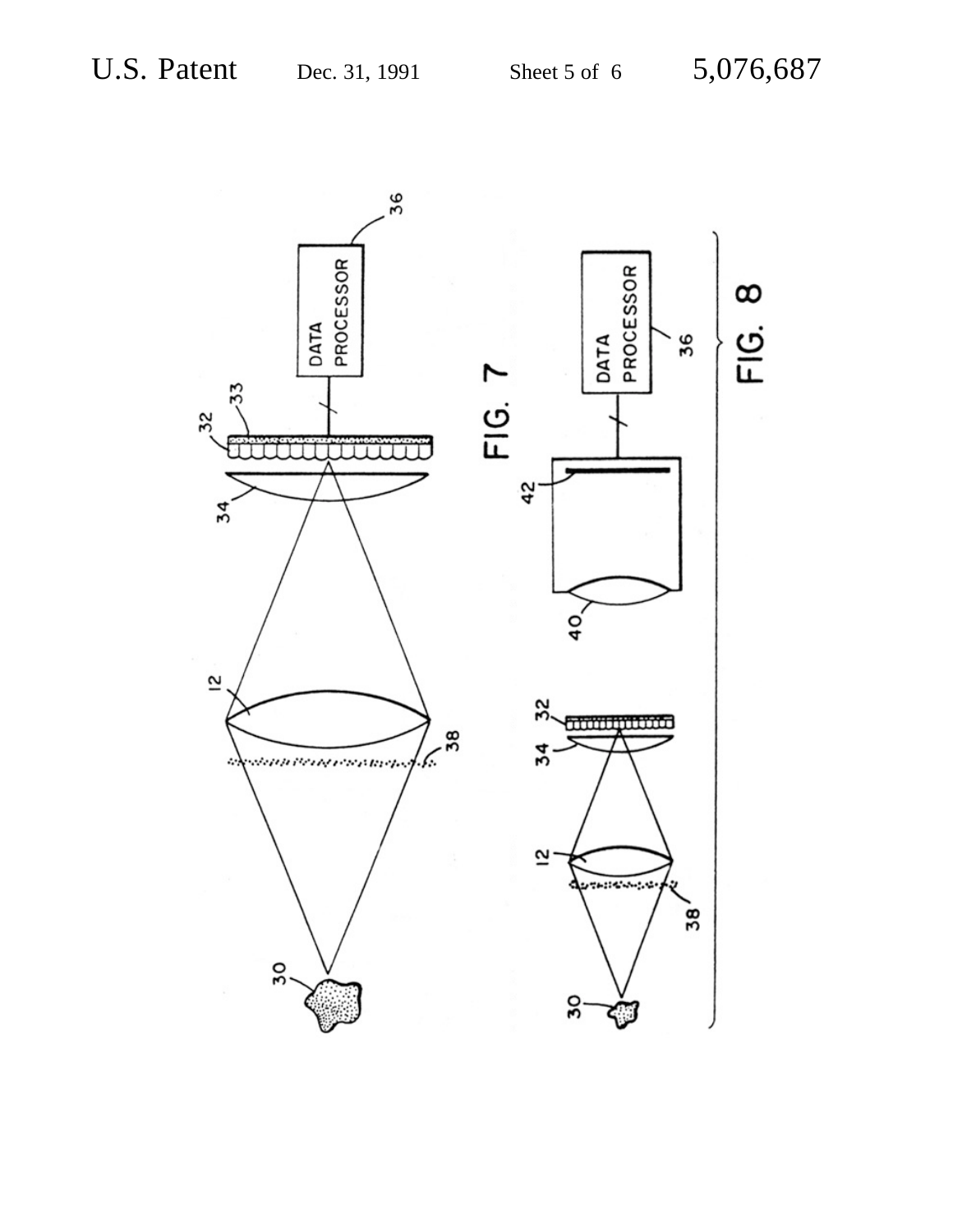FIG. 7

FIG. 8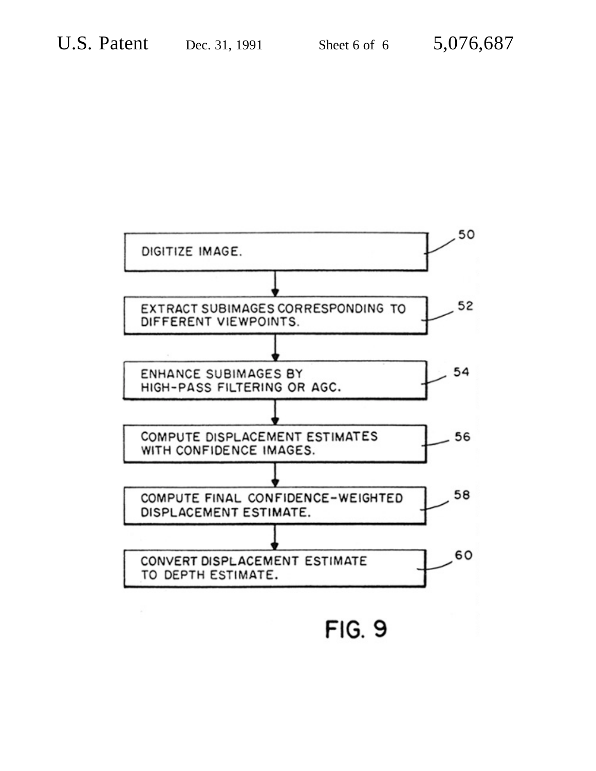DIGITIZE IMAGE. — 50

EXTRACT SUBIMAGES CORRESPONDING TO DIFFERENT VIEWPOINTS. — 52

ENHANCE SUBIMAGES BY HIGH-PASS FILTERING OR AGC. — 54

COMPUTE DISPLACEMENT ESTIMATES WITH CONFIDENCE IMAGES. — 56

COMPUTE FINAL CONFIDENCE-WEIGHTED DISPLACEMENT ESTIMATE. — 58

CONVERT DISPLACEMENT ESTIMATE TO DEPTH ESTIMATE. — 60

FIG. 9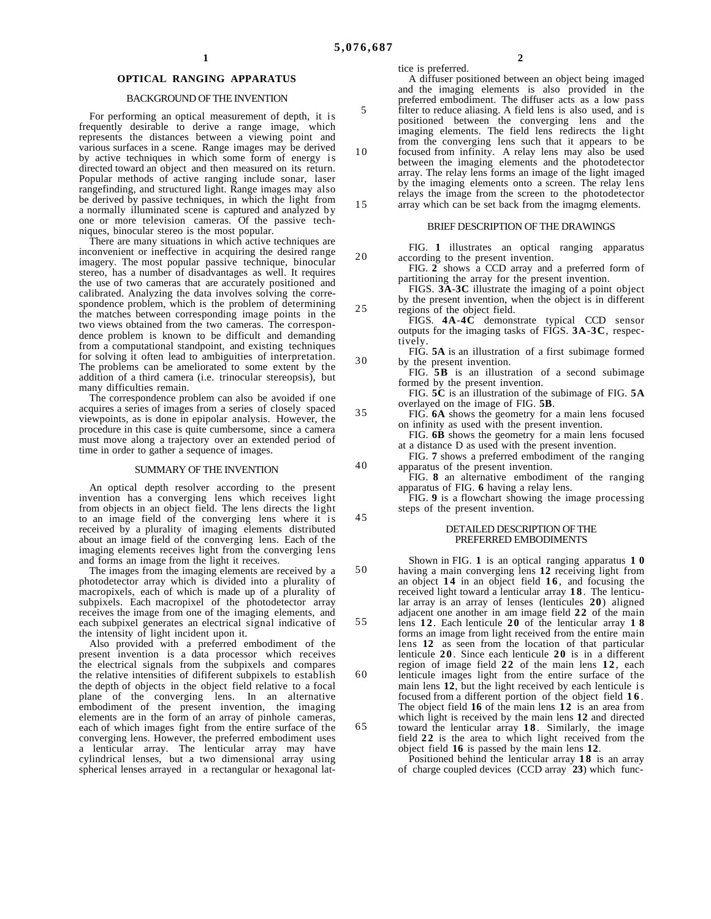# OPTICAL RANGING APPARATUS

## BACKGROUND OF THE INVENTION

For performing an optical measurement of depth, it is frequently desirable to derive a range image, which represents the distances between a viewing point and various surfaces in a scene. Range images may be derived by active techniques in which some form of energy is directed toward an object and then measured on its return. Popular methods of active ranging include sonar, laser rangefinding, and structured light. Range images may also be derived by passive techniques, in which the light from a normally illuminated scene is captured and analyzed by one or more television cameras. Of the passive techniques, binocular stereo is the most popular.

There are many situations in which active techniques are inconvenient or ineffective in acquiring the desired range imagery. The most popular passive technique, binocular stereo, has a number of disadvantages as well. It requires the use of two cameras that are accurately positioned and calibrated. Analyzing the data involves solving the correspondence problem, which is the problem of determining the matches between corresponding image points in the two views obtained from the two cameras. The correspondence problem is known to be difficult and demanding from a computational standpoint, and existing techniques for solving it often lead to ambiguities of interpretation. The problems can be ameliorated to some extent by the addition of a third camera (i.e. trinocular stereopsis), but many difficulties remain.

The correspondence problem can also be avoided if one acquires a series of images from a series of closely spaced viewpoints, as is done in epipolar analysis. However, the procedure in this case is quite cumbersome, since a camera must move along a trajectory over an extended period of time in order to gather a sequence of images.

## SUMMARY OF THE INVENTION

An optical depth resolver according to the present invention has a converging lens which receives light from objects in an object field. The lens directs the light to an image field of the converging lens where it is received by a plurality of imaging elements distributed about an image field of the converging lens. Each of the imaging elements receives light from the converging lens and forms an image from the light it receives.

The images from the imaging elements are received by a photodetector array which is divided into a plurality of macropixels, each of which is made up of a plurality of subpixels. Each macropixel of the photodetector array receives the image from one of the imaging elements, and each subpixel generates an electrical signal indicative of the intensity of light incident upon it.

Also provided with a preferred embodiment of the present invention is a data processor which receives the electrical signals from the subpixels and compares the relative intensities of different subpixels to establish the depth of objects in the object field relative to a focal plane of the converging lens. In an alternative embodiment of the present invention, the imaging elements are in the form of an array of pinhole cameras, each of which images fight from the entire surface of the converging lens. However, the preferred embodiment uses a lenticular array. The lenticular array may have cylindrical lenses, but a two dimensional array using spherical lenses arrayed in a rectangular or hexagonal lattice is preferred.

A diffuser positioned between an object being imaged and the imaging elements is also provided in the preferred embodiment. The diffuser acts as a low pass filter to reduce aliasing. A field lens is also used, and is positioned between the converging lens and the imaging elements. The field lens redirects the light from the converging lens such that it appears to be focused from infinity. A relay lens may also be used between the imaging elements and the photodetector array. The relay lens forms an image of the light imaged by the imaging elements onto a screen. The relay lens relays the image from the screen to the photodetector array which can be set back from the imagmg elements.

## BRIEF DESCRIPTION OF THE DRAWINGS

FIG. **1** illustrates an optical ranging apparatus according to the present invention.

FIG. **2** shows a CCD array and a preferred form of partitioning the array for the present invention.

FIGS. **3A-3C** illustrate the imaging of a point object by the present invention, when the object is in different regions of the object field.

FIGS. **4A-4C** demonstrate typical CCD sensor outputs for the imaging tasks of FIGS. **3A-3C**, respectively.

FIG. **5A** is an illustration of a first subimage formed by the present invention.

FIG. **5B** is an illustration of a second subimage formed by the present invention.

FIG. **5C** is an illustration of the subimage of FIG. **5A** overlayed on the image of FIG. **5B**.

FIG. **6A** shows the geometry for a main lens focused on infinity as used with the present invention.

FIG. **6B** shows the geometry for a main lens focused at a distance D as used with the present invention.

FIG. **7** shows a preferred embodiment of the ranging apparatus of the present invention.

FIG. **8** an alternative embodiment of the ranging apparatus of FIG. **6** having a relay lens.

FIG. **9** is a flowchart showing the image processing steps of the present invention.

## DETAILED DESCRIPTION OF THE PREFERRED EMBODIMENTS

Shown in FIG. **1** is an optical ranging apparatus **10** having a main converging lens **12** receiving light from an object **14** in an object field **16**, and focusing the received light toward a lenticular array **18**. The lenticular array is an array of lenses (lenticules **20**) aligned adjacent one another in am image field **22** of the main lens **12**. Each lenticule **20** of the lenticular array **18** forms an image from light received from the entire main lens **12** as seen from the location of that particular lenticule **20**. Since each lenticule **20** is in a different region of image field **22** of the main lens **12**, each lenticule images light from the entire surface of the main lens **12**, but the light received by each lenticule is focused from a different portion of the object field **16**. The object field **16** of the main lens **12** is an area from which light is received by the main lens **12** and directed toward the lenticular array **18**. Similarly, the image field **22** is the area to which light received from the object field **16** is passed by the main lens **12**.

Positioned behind the lenticular array **18** is an array of charge coupled devices (CCD array **23**) which func-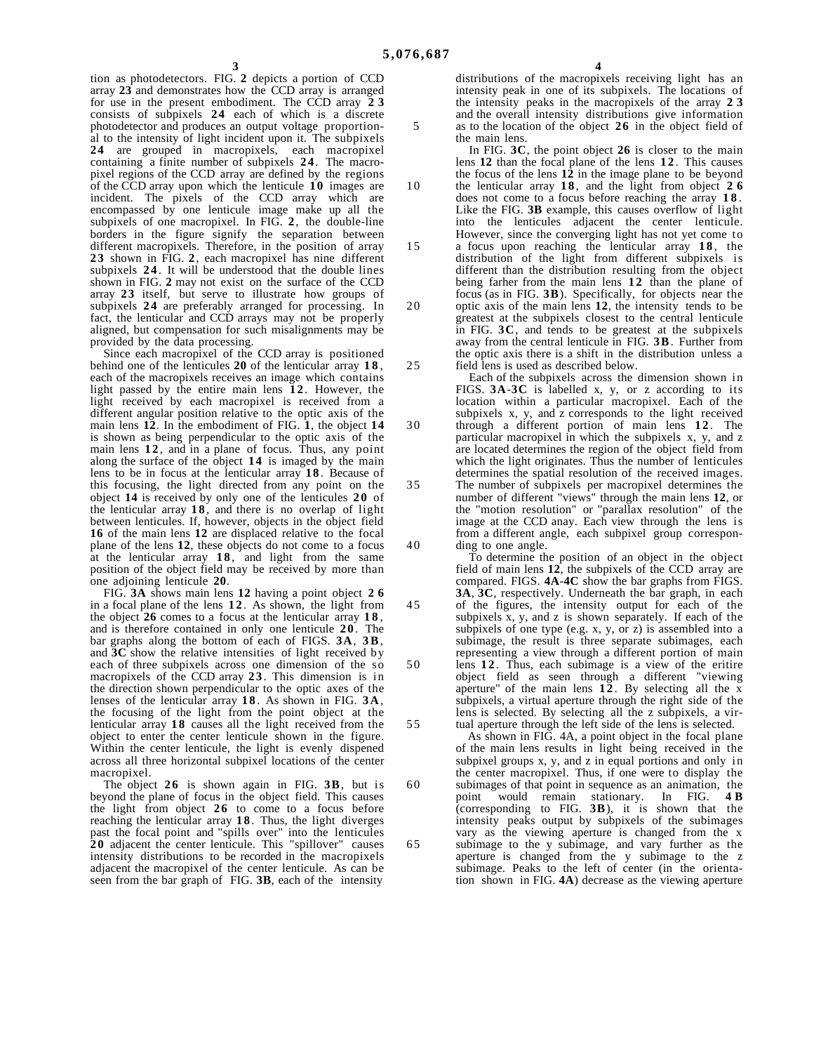tion as photodetectors. FIG. **2** depicts a portion of CCD array **23** and demonstrates how the CCD array is arranged for use in the present embodiment. The CCD array **23** consists of subpixels **24** each of which is a discrete photodetector and produces an output voltage proportional to the intensity of light incident upon it. The subpixels **24** are grouped in macropixels, each macropixel containing a finite number of subpixels **24**. The macropixel regions of the CCD array are defined by the regions of the CCD array upon which the lenticule **10** images are incident. The pixels of the CCD array which are encompassed by one lenticule image make up all the subpixels of one macropixel. In FIG. **2**, the double-line borders in the figure signify the separation between different macropixels. Therefore, in the position of array **23** shown in FIG. **2**, each macropixel has nine different subpixels **24**. It will be understood that the double lines shown in FIG. **2** may not exist on the surface of the CCD array **23** itself, but serve to illustrate how groups of subpixels **24** are preferably arranged for processing. In fact, the lenticular and CCD arrays may not be properly aligned, but compensation for such misalignments may be provided by the data processing.

Since each macropixel of the CCD array is positioned behind one of the lenticules **20** of the lenticular array **18**, each of the macropixels receives an image which contains light passed by the entire main lens **12**. However, the light received by each macropixel is received from a different angular position relative to the optic axis of the main lens **12**. In the embodiment of FIG. **1**, the object **14** is shown as being perpendicular to the optic axis of the main lens **12**, and in a plane of focus. Thus, any point along the surface of the object **14** is imaged by the main lens to be in focus at the lenticular array **18**. Because of this focusing, the light directed from any point on the object **14** is received by only one of the lenticules **20** of the lenticular array **18**, and there is no overlap of light between lenticules. If, however, objects in the object field **16** of the main lens **12** are displaced relative to the focal plane of the lens **12**, these objects do not come to a focus at the lenticular array **18**, and light from the same position of the object field may be received by more than one adjoining lenticule **20**.

FIG. **3A** shows main lens **12** having a point object **26** in a focal plane of the lens **12**. As shown, the light from the object **26** comes to a focus at the lenticular array **18**, and is therefore contained in only one lenticule **20**. The bar graphs along the bottom of each of FIGS. **3A**, **3B**, and **3C** show the relative intensities of light received by each of three subpixels across one dimension of the so macropixels of the CCD array **23**. This dimension is in the direction shown perpendicular to the optic axes of the lenses of the lenticular array **18**. As shown in FIG. **3A**, the focusing of the light from the point object at the lenticular array **18** causes all the light received from the object to enter the center lenticule shown in the figure. Within the center lenticule, the light is evenly dispened across all three horizontal subpixel locations of the center macropixel.

The object **26** is shown again in FIG. **3B**, but is beyond the plane of focus in the object field. This causes the light from object **26** to come to a focus before reaching the lenticular array **18**. Thus, the light diverges past the focal point and "spills over" into the lenticules **20** adjacent the center lenticule. This "spillover" causes intensity distributions to be recorded in the macropixels adjacent the macropixel of the center lenticule. As can be seen from the bar graph of FIG. **3B**, each of the intensity distributions of the macropixels receiving light has an intensity peak in one of its subpixels. The locations of the intensity peaks in the macropixels of the array **23** and the overall intensity distributions give information as to the location of the object **26** in the object field of the main lens.

In FIG. **3C**, the point object **26** is closer to the main lens **12** than the focal plane of the lens **12**. This causes the focus of the lens **12** in the image plane to be beyond the lenticular array **18**, and the light from object **26** does not come to a focus before reaching the array **18**. Like the FIG. **3B** example, this causes overflow of light into the lenticules adjacent the center lenticule. However, since the converging light has not yet come to a focus upon reaching the lenticular array **18**, the distribution of the light from different subpixels is different than the distribution resulting from the object being farher from the main lens **12** than the plane of focus (as in FIG. **3B**). Specifically, for objects near the optic axis of the main lens **12**, the intensity tends to be greatest at the subpixels closest to the central lenticule in FIG. **3C**, and tends to be greatest at the subpixels away from the central lenticule in FIG. **3B**. Further from the optic axis there is a shift in the distribution unless a field lens is used as described below.

Each of the subpixels across the dimension shown in FIGS. **3A**-**3C** is labelled x, y, or z according to its location within a particular macropixel. Each of the subpixels x, y, and z corresponds to the light received through a different portion of main lens **12**. The particular macropixel in which the subpixels x, y, and z are located determines the region of the object field from which the light originates. Thus the number of lenticules determines the spatial resolution of the received images. The number of subpixels per macropixel determines the number of different "views" through the main lens **12**, or the "motion resolution" or "parallax resolution" of the image at the CCD anay. Each view through the lens is from a different angle, each subpixel group corresponding to one angle.

To determine the position of an object in the object field of main lens **12**, the subpixels of the CCD array are compared. FIGS. **4A**-**4C** show the bar graphs from FIGS. **3A**, **3C**, respectively. Underneath the bar graph, in each of the figures, the intensity output for each of the subpixels x, y, and z is shown separately. If each of the subpixels of one type (e.g. x, y, or z) is assembled into a subimage, the result is three separate subimages, each representing a view through a different portion of main lens **12**. Thus, each subimage is a view of the eritire object field as seen through a different "viewing aperture" of the main lens **12**. By selecting all the x subpixels, a virtual aperture through the right side of the lens is selected. By selecting all the z subpixels, a virtual aperture through the left side of the lens is selected.

As shown in FIG. 4A, a point object in the focal plane of the main lens results in light being received in the subpixel groups x, y, and z in equal portions and only in the center macropixel. Thus, if one were to display the subimages of that point in sequence as an animation, the point would remain stationary. In FIG. **4B** (corresponding to FIG. **3B**), it is shown that the intensity peaks output by subpixels of the subimages vary as the viewing aperture is changed from the x subimage to the y subimage, and vary further as the aperture is changed from the y subimage to the z subimage. Peaks to the left of center (in the orientation shown in FIG. **4A**) decrease as the viewing aperture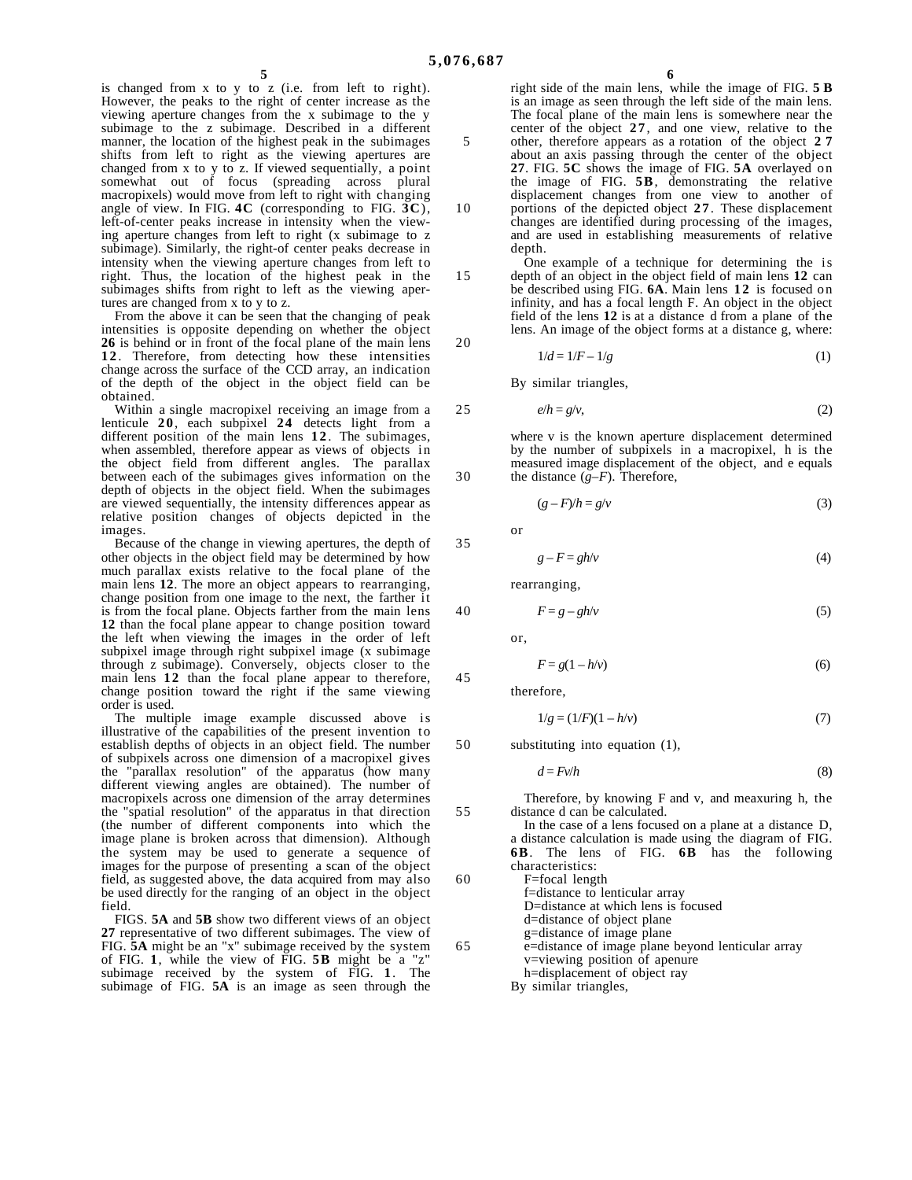is changed from x to y to z (i.e. from left to right). However, the peaks to the right of center increase as the viewing aperture changes from the x subimage to the y subimage to the z subimage. Described in a different manner, the location of the highest peak in the subimages shifts from left to right as the viewing apertures are changed from x to y to z. If viewed sequentially, a point somewhat out of focus (spreading across plural macropixels) would move from left to right with changing angle of view. In FIG. **4C** (corresponding to FIG. **3C**), left-of-center peaks increase in intensity when the viewing aperture changes from left to right (x subimage to z subimage). Similarly, the right-of center peaks decrease in intensity when the viewing aperture changes from left to right. Thus, the location of the highest peak in the subimages shifts from right to left as the viewing apertures are changed from x to y to z.

From the above it can be seen that the changing of peak intensities is opposite depending on whether the object **26** is behind or in front of the focal plane of the main lens **12**. Therefore, from detecting how these intensities change across the surface of the CCD array, an indication of the depth of the object in the object field can be obtained.

Within a single macropixel receiving an image from a lenticule **20**, each subpixel **24** detects light from a different position of the main lens **12**. The subimages, when assembled, therefore appear as views of objects in the object field from different angles. The parallax between each of the subimages gives information on the depth of objects in the object field. When the subimages are viewed sequentially, the intensity differences appear as relative position changes of objects depicted in the images.

Because of the change in viewing apertures, the depth of other objects in the object field may be determined by how much parallax exists relative to the focal plane of the main lens **12**. The more an object appears to rearranging, change position from one image to the next, the farther it is from the focal plane. Objects farther from the main lens **12** than the focal plane appear to change position toward the left when viewing the images in the order of left subpixel image through right subpixel image (x subimage through z subimage). Conversely, objects closer to the main lens **12** than the focal plane appear to therefore, change position toward the right if the same viewing order is used.

The multiple image example discussed above is illustrative of the capabilities of the present invention to establish depths of objects in an object field. The number of subpixels across one dimension of a macropixel gives the "parallax resolution" of the apparatus (how many different viewing angles are obtained). The number of macropixels across one dimension of the array determines the "spatial resolution" of the apparatus in that direction (the number of different components into which the image plane is broken across that dimension). Although the system may be used to generate a sequence of images for the purpose of presenting a scan of the object field, as suggested above, the data acquired from may also be used directly for the ranging of an object in the object field.

FIGS. **5A** and **5B** show two different views of an object **27** representative of two different subimages. The view of FIG. **5A** might be an "x" subimage received by the system of FIG. **1**, while the view of FIG. **5B** might be a "z" subimage received by the system of FIG. **1**. The subimage of FIG. **5A** is an image as seen through the right side of the main lens, while the image of FIG. **5B** is an image as seen through the left side of the main lens. The focal plane of the main lens is somewhere near the center of the object **27**, and one view, relative to the other, therefore appears as a rotation of the object **27** about an axis passing through the center of the object **27**. FIG. **5C** shows the image of FIG. **5A** overlayed on the image of FIG. **5B**, demonstrating the relative displacement changes from one view to another of portions of the depicted object **27**. These displacement changes are identified during processing of the images, and are used in establishing measurements of relative depth.

One example of a technique for determining the depth of an object in the object field of main lens **12** can be described using FIG. **6A**. Main lens **12** is focused on infinity, and has a focal length F. An object in the object field of the lens **12** is at a distance d from a plane of the lens. An image of the object forms at a distance g, where:

$$1/d = 1/F - 1/g \qquad (1)$$

By similar triangles,

$$e/h = g/v, \qquad (2)$$

where v is the known aperture displacement determined by the number of subpixels in a macropixel, h is the measured image displacement of the object, and e equals the distance ($g-F$). Therefore,

$$(g-F)/h = g/v \qquad (3)$$

or

$$g - F = gh/v \qquad (4)$$

rearranging,

$$F = g - gh/v \qquad (5)$$

or,

$$F = g(1 - h/v) \qquad (6)$$

therefore,

$$1/g = (1/F)(1 - h/v) \qquad (7)$$

substituting into equation (1),

$$d = Fv/h \qquad (8)$$

Therefore, by knowing F and v, and meaxuring h, the distance d can be calculated.

In the case of a lens focused on a plane at a distance D, a distance calculation is made using the diagram of FIG. **6B**. The lens of FIG. **6B** has the following characteristics:

F=focal length
f=distance to lenticular array
D=distance at which lens is focused
d=distance of object plane
g=distance of image plane
e=distance of image plane beyond lenticular array
v=viewing position of apenure
h=displacement of object ray

By similar triangles,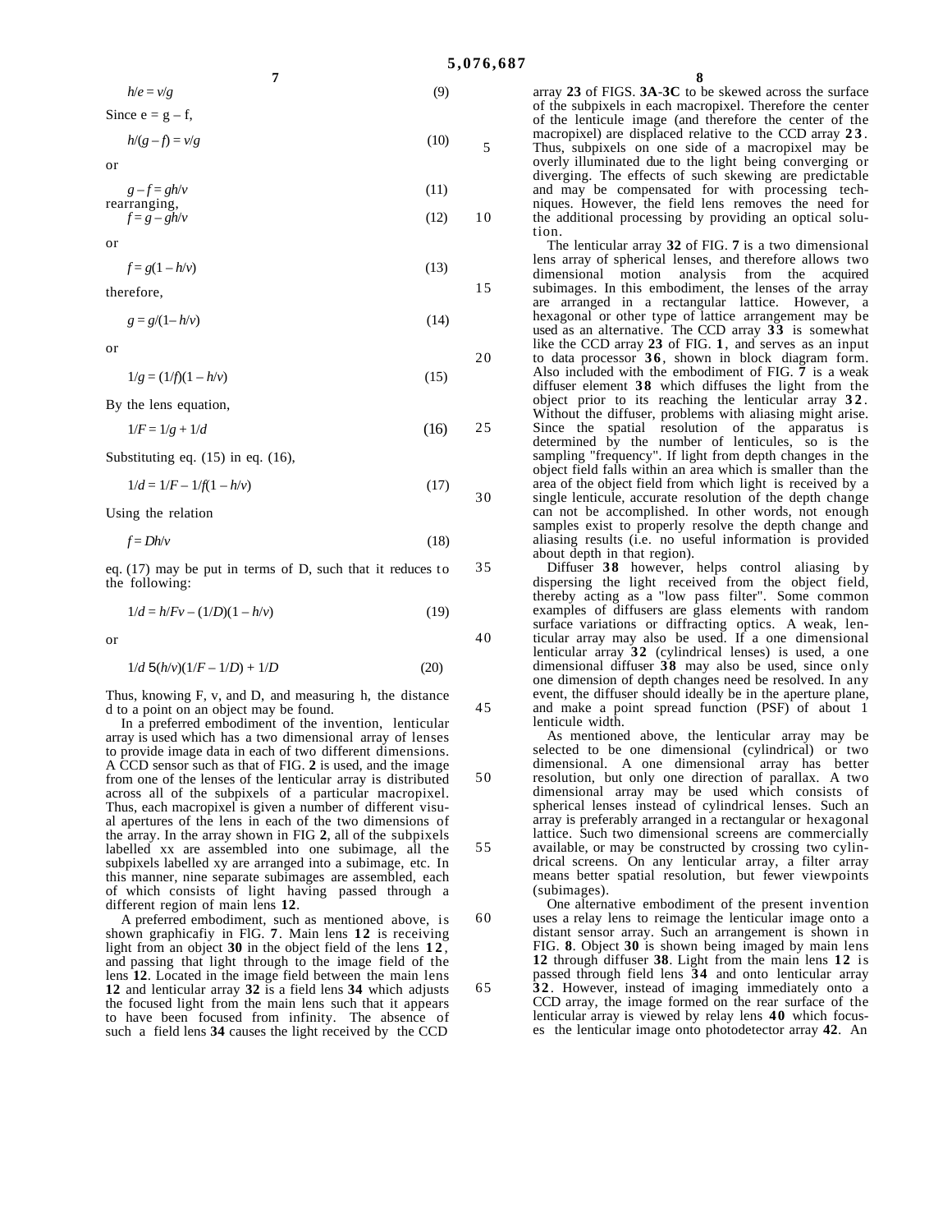$$h/e = v/g \tag{9}$$

Since $e = g - f$,

$$h/(g-f) = v/g \tag{10}$$

or

$$g - f = gh/v \tag{11}$$

rearranging,

$$f = g - gh/v \tag{12}$$

or

$$f = g(1 - h/v) \tag{13}$$

therefore,

$$g = g/(1 - h/v) \tag{14}$$

or

$$1/g = (1/f)(1 - h/v) \tag{15}$$

By the lens equation,

$$1/F = 1/g + 1/d \tag{16}$$

Substituting eq. (15) in eq. (16),

$$1/d = 1/F - 1/f(1 - h/v) \tag{17}$$

Using the relation

$$f = Dh/v \tag{18}$$

eq. (17) may be put in terms of D, such that it reduces to the following:

$$1/d = h/Fv - (1/D)(1 - h/v) \tag{19}$$

or

$$1/d\ 5(h/v)(1/F - 1/D) + 1/D \tag{20}$$

Thus, knowing F, v, and D, and measuring h, the distance d to a point on an object may be found.

In a preferred embodiment of the invention, lenticular array is used which has a two dimensional array of lenses to provide image data in each of two different dimensions. A CCD sensor such as that of FIG. **2** is used, and the image from one of the lenses of the lenticular array is distributed across all of the subpixels of a particular macropixel. Thus, each macropixel is given a number of different visual apertures of the lens in each of the two dimensions of the array. In the array shown in FIG **2**, all of the subpixels labelled xx are assembled into one subimage, all the subpixels labelled xy are arranged into a subimage, etc. In this manner, nine separate subimages are assembled, each of which consists of light having passed through a different region of main lens **12**.

A preferred embodiment, such as mentioned above, is shown graphicafiy in FlG. **7**. Main lens **12** is receiving light from an object **30** in the object field of the lens **12**, and passing that light through to the image field of the lens **12**. Located in the image field between the main lens **12** and lenticular array **32** is a field lens **34** which adjusts the focused light from the main lens such that it appears to have been focused from infinity. The absence of such a field lens **34** causes the light received by the CCD array **23** of FIGS. **3A**-**3C** to be skewed across the surface of the subpixels in each macropixel. Therefore the center of the lenticule image (and therefore the center of the macropixel) are displaced relative to the CCD array **23**. Thus, subpixels on one side of a macropixel may be overly illuminated due to the light being converging or diverging. The effects of such skewing are predictable and may be compensated for with processing techniques. However, the field lens removes the need for the additional processing by providing an optical solution.

The lenticular array **32** of FIG. **7** is a two dimensional lens array of spherical lenses, and therefore allows two dimensional motion analysis from the acquired subimages. In this embodiment, the lenses of the array are arranged in a rectangular lattice. However, a hexagonal or other type of lattice arrangement may be used as an alternative. The CCD array **33** is somewhat like the CCD array **23** of FIG. **1**, and serves as an input to data processor **36**, shown in block diagram form. Also included with the embodiment of FIG. **7** is a weak diffuser element **38** which diffuses the light from the object prior to its reaching the lenticular array **32**. Without the diffuser, problems with aliasing might arise. Since the spatial resolution of the apparatus is determined by the number of lenticules, so is the sampling "frequency". If light from depth changes in the object field falls within an area which is smaller than the area of the object field from which light is received by a single lenticule, accurate resolution of the depth change can not be accomplished. In other words, not enough samples exist to properly resolve the depth change and aliasing results (i.e. no useful information is provided about depth in that region).

Diffuser **38** however, helps control aliasing by dispersing the light received from the object field, thereby acting as a "low pass filter". Some common examples of diffusers are glass elements with random surface variations or diffracting optics. A weak, lenticular array may also be used. If a one dimensional lenticular array **32** (cylindrical lenses) is used, a one dimensional diffuser **38** may also be used, since only one dimension of depth changes need be resolved. In any event, the diffuser should ideally be in the aperture plane, and make a point spread function (PSF) of about 1 lenticule width.

As mentioned above, the lenticular array may be selected to be one dimensional (cylindrical) or two dimensional. A one dimensional array has better resolution, but only one direction of parallax. A two dimensional array may be used which consists of spherical lenses instead of cylindrical lenses. Such an array is preferably arranged in a rectangular or hexagonal lattice. Such two dimensional screens are commercially available, or may be constructed by crossing two cylindrical screens. On any lenticular array, a filter array means better spatial resolution, but fewer viewpoints (subimages).

One alternative embodiment of the present invention uses a relay lens to reimage the lenticular image onto a distant sensor array. Such an arrangement is shown in FIG. **8**. Object **30** is shown being imaged by main lens **12** through diffuser **38**. Light from the main lens **12** is passed through field lens **34** and onto lenticular array **32**. However, instead of imaging immediately onto a CCD array, the image formed on the rear surface of the lenticular array is viewed by relay lens **40** which focuses the lenticular image onto photodetector array **42**. An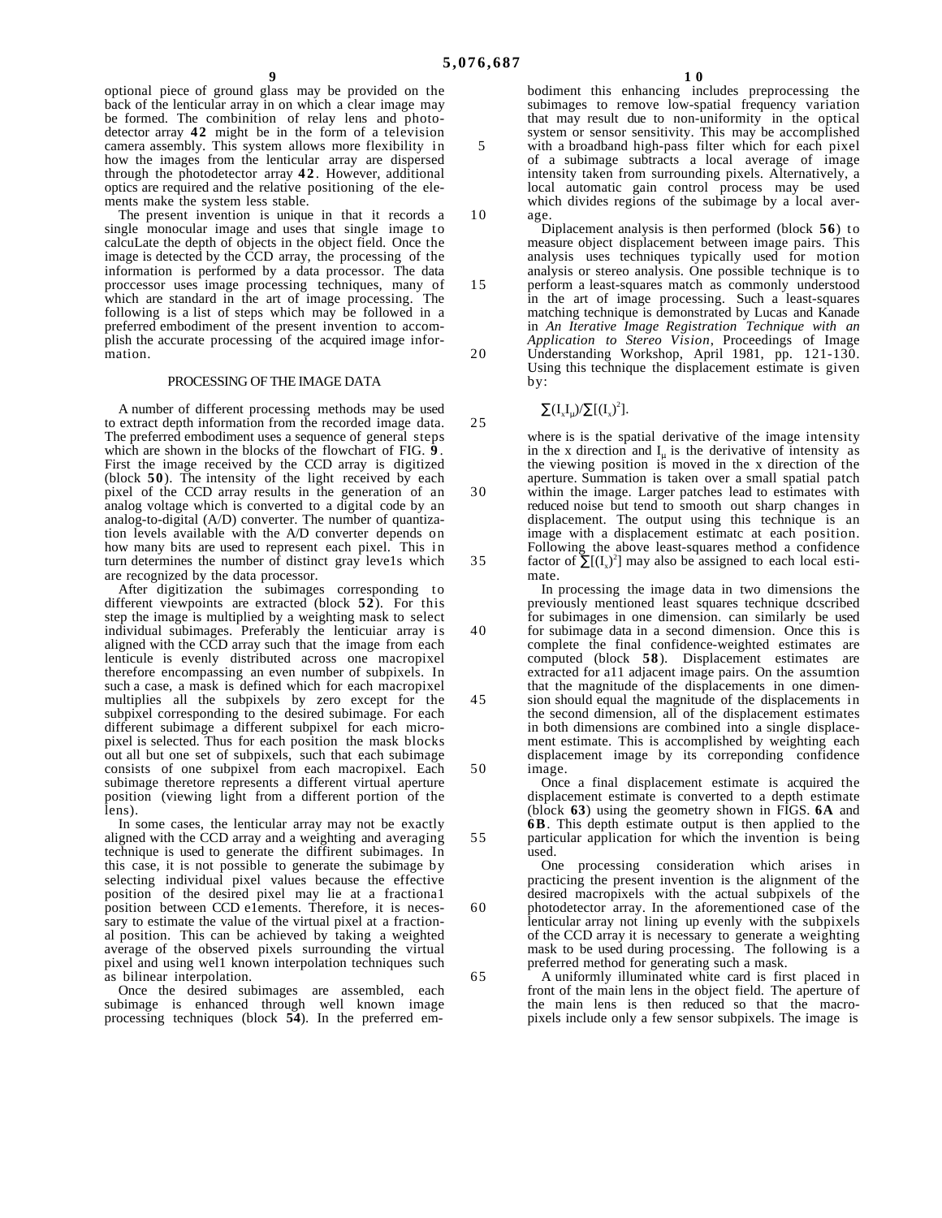optional piece of ground glass may be provided on the back of the lenticular array in on which a clear image may be formed. The combinition of relay lens and photodetector array **42** might be in the form of a television camera assembly. This system allows more flexibility in how the images from the lenticular array are dispersed through the photodetector array **42**. However, additional optics are required and the relative positioning of the elements make the system less stable.

The present invention is unique in that it records a single monocular image and uses that single image to calcuLate the depth of objects in the object field. Once the image is detected by the CCD array, the processing of the information is performed by a data processor. The data proccessor uses image processing techniques, many of which are standard in the art of image processing. The following is a list of steps which may be followed in a preferred embodiment of the present invention to accomplish the accurate processing of the acquired image information.

## PROCESSING OF THE IMAGE DATA

A number of different processing methods may be used to extract depth information from the recorded image data. The preferred embodiment uses a sequence of general steps which are shown in the blocks of the flowchart of FIG. **9**. First the image received by the CCD array is digitized (block **50**). The intensity of the light received by each pixel of the CCD array results in the generation of an analog voltage which is converted to a digital code by an analog-to-digital (A/D) converter. The number of quantization levels available with the A/D converter depends on how many bits are used to represent each pixel. This in turn determines the number of distinct gray leve1s which are recognized by the data processor.

After digitization the subimages corresponding to different viewpoints are extracted (block **52**). For this step the image is multiplied by a weighting mask to select individual subimages. Preferably the lenticuiar array is aligned with the CCD array such that the image from each lenticule is evenly distributed across one macropixel therefore encompassing an even number of subpixels. In such a case, a mask is defined which for each macropixel multiplies all the subpixels by zero except for the subpixel corresponding to the desired subimage. For each different subimage a different subpixel for each micropixel is selected. Thus for each position the mask blocks out all but one set of subpixels, such that each subimage consists of one subpixel from each macropixel. Each subimage theretore represents a different virtual aperture position (viewing light from a different portion of the lens).

In some cases, the lenticular array may not be exactly aligned with the CCD array and a weighting and averaging technique is used to generate the diffirent subimages. In this case, it is not possible to generate the subimage by selecting individual pixel values because the effective position of the desired pixel may lie at a fractiona1 position between CCD e1ements. Therefore, it is necessary to estimate the value of the virtual pixel at a fractional position. This can be achieved by taking a weighted average of the observed pixels surrounding the virtual pixel and using wel1 known interpolation techniques such as bilinear interpolation.

Once the desired subimages are assembled, each subimage is enhanced through well known image processing techniques (block **54**). In the preferred embodiment this enhancing includes preprocessing the subimages to remove low-spatial frequency variation that may result due to non-uniformity in the optical system or sensor sensitivity. This may be accomplished with a broadband high-pass filter which for each pixel of a subimage subtracts a local average of image intensity taken from surrounding pixels. Alternatively, a local automatic gain control process may be used which divides regions of the subimage by a local average.

Diplacement analysis is then performed (block **56**) to measure object displacement between image pairs. This analysis uses techniques typically used for motion analysis or stereo analysis. One possible technique is to perform a least-squares match as commonly understood in the art of image processing. Such a least-squares matching technique is demonstrated by Lucas and Kanade in *An Iterative Image Registration Technique with an Application to Stereo Vision*, Proceedings of Image Understanding Workshop, April 1981, pp. 121-130. Using this technique the displacement estimate is given by:

$$\sum(I_x I_\mu)/\sum[(I_x)^2].$$

where is is the spatial derivative of the image intensity in the x direction and $I_\mu$ is the derivative of intensity as the viewing position is moved in the x direction of the aperture. Summation is taken over a small spatial patch within the image. Larger patches lead to estimates with reduced noise but tend to smooth out sharp changes in displacement. The output using this technique is an image with a displacement estimatc at each position. Following the above least-squares method a confidence factor of $\sum[(I_x)^2]$ may also be assigned to each local estimate.

In processing the image data in two dimensions the previously mentioned least squares technique dcscribed for subimages in one dimension. can similarly be used for subimage data in a second dimension. Once this is complete the final confidence-weighted estimates are computed (block **58**). Displacement estimates are extracted for a11 adjacent image pairs. On the assumtion that the magnitude of the displacements in one dimension should equal the magnitude of the displacements in the second dimension, all of the displacement estimates in both dimensions are combined into a single displacement estimate. This is accomplished by weighting each displacement image by its correponding confidence image.

Once a final displacement estimate is acquired the displacement estimate is converted to a depth estimate (block **63**) using the geometry shown in FIGS. **6A** and **6B**. This depth estimate output is then applied to the particular application for which the invention is being used.

One processing consideration which arises in practicing the present invention is the alignment of the desired macropixels with the actual subpixels of the photodetector array. In the aforementioned case of the lenticular array not lining up evenly with the subpixels of the CCD array it is necessary to generate a weighting mask to be used during processing. The following is a preferred method for generating such a mask.

A uniformly illuminated white card is first placed in front of the main lens in the object field. The aperture of the main lens is then reduced so that the macropixels include only a few sensor subpixels. The image is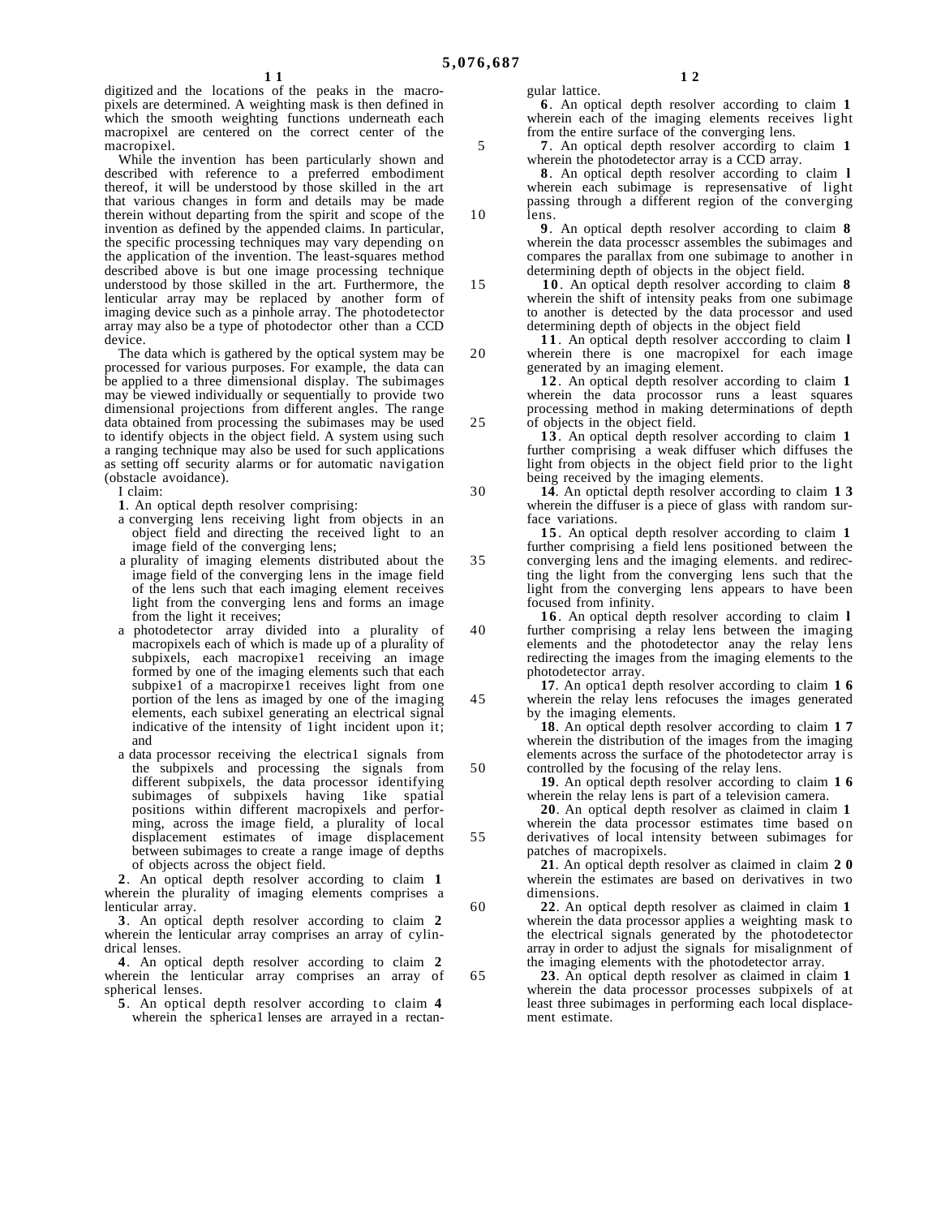digitized and the locations of the peaks in the macropixels are determined. A weighting mask is then defined in which the smooth weighting functions underneath each macropixel are centered on the correct center of the macropixel.

While the invention has been particularly shown and described with reference to a preferred embodiment thereof, it will be understood by those skilled in the art that various changes in form and details may be made therein without departing from the spirit and scope of the invention as defined by the appended claims. In particular, the specific processing techniques may vary depending on the application of the invention. The least-squares method described above is but one image processing technique understood by those skilled in the art. Furthermore, the lenticular array may be replaced by another form of imaging device such as a pinhole array. The photodetector array may also be a type of photodector other than a CCD device.

The data which is gathered by the optical system may be processed for various purposes. For example, the data can be applied to a three dimensional display. The subimages may be viewed individually or sequentially to provide two dimensional projections from different angles. The range data obtained from processing the subimases may be used to identify objects in the object field. A system using such a ranging technique may also be used for such applications as setting off security alarms or for automatic navigation (obstacle avoidance).

I claim:

**1**. An optical depth resolver comprising:

a converging lens receiving light from objects in an object field and directing the received light to an image field of the converging lens;

a plurality of imaging elements distributed about the image field of the converging lens in the image field of the lens such that each imaging element receives light from the converging lens and forms an image from the light it receives;

a photodetector array divided into a plurality of macropixels each of which is made up of a plurality of subpixels, each macropixe1 receiving an image formed by one of the imaging elements such that each subpixe1 of a macropirxe1 receives light from one portion of the lens as imaged by one of the imaging elements, each subixel generating an electrical signal indicative of the intensity of 1ight incident upon it; and

a data processor receiving the electrica1 signals from the subpixels and processing the signals from different subpixels, the data processor identifying subimages of subpixels having 1ike spatial positions within different macropixels and performing, across the image field, a plurality of local displacement estimates of image displacement between subimages to create a range image of depths of objects across the object field.

**2**. An optical depth resolver according to claim **1** wherein the plurality of imaging elements comprises a lenticular array.

**3**. An optical depth resolver according to claim **2** wherein the lenticular array comprises an array of cylindrical lenses.

**4**. An optical depth resolver according to claim **2** wherein the lenticular array comprises an array of spherical lenses.

**5**. An optical depth resolver according to claim **4** wherein the spherica1 lenses are arrayed in a rectangular lattice.

**6**. An optical depth resolver according to claim **1** wherein each of the imaging elements receives light from the entire surface of the converging lens.

**7**. An optical depth resolver according to claim **1** wherein the photodetector array is a CCD array.

**8**. An optical depth resolver according to claim **l** wherein each subimage is represensative of light passing through a different region of the converging lens.

**9**. An optical depth resolver according to claim **8** wherein the data processcr assembles the subimages and compares the parallax from one subimage to another in determining depth of objects in the object field.

**10**. An optical depth resolver according to claim **8** wherein the shift of intensity peaks from one subimage to another is detected by the data processor and used determining depth of objects in the object field

**11**. An optical depth resolver acccording to claim **l** wherein there is one macropixel for each image generated by an imaging element.

**12**. An optical depth resolver according to claim **1** wherein the data procossor runs a least squares processing method in making determinations of depth of objects in the object field.

**13**. An optical depth resolver according to claim **1** further comprising a weak diffuser which diffuses the light from objects in the object field prior to the light being received by the imaging elements.

**14**. An optictal depth resolver according to claim **13** wherein the diffuser is a piece of glass with random surface variations.

**15**. An optical depth resolver according to claim **1** further comprising a field lens positioned between the converging lens and the imaging elements. and redirecting the light from the converging lens such that the light from the converging lens appears to have been focused from infinity.

**16**. An optical depth resolver according to claim **l** further comprising a relay lens between the imaging elements and the photodetector anay the relay lens redirecting the images from the imaging elements to the photodetector array.

**17**. An optica1 depth resolver according to claim **16** wherein the relay lens refocuses the images generated by the imaging elements.

**18**. An optical depth resolver according to claim **17** wherein the distribution of the images from the imaging elements across the surface of the photodetector array is controlled by the focusing of the relay lens.

**19**. An optical depth resolver according to claim **16** wherein the relay lens is part of a television camera.

**20**. An optical depth resolver as claimed in claim **1** wherein the data processor estimates time based on derivatives of local intensity between subimages for patches of macropixels.

**21**. An optical depth resolver as claimed in claim **20** wherein the estimates are based on derivatives in two dimensions.

**22**. An optical depth resolver as claimed in claim **1** wherein the data processor applies a weighting mask to the electrical signals generated by the photodetector array in order to adjust the signals for misalignment of the imaging elements with the photodetector array.

**23**. An optical depth resolver as claimed in claim **1** wherein the data processor processes subpixels of at least three subimages in performing each local displacement estimate.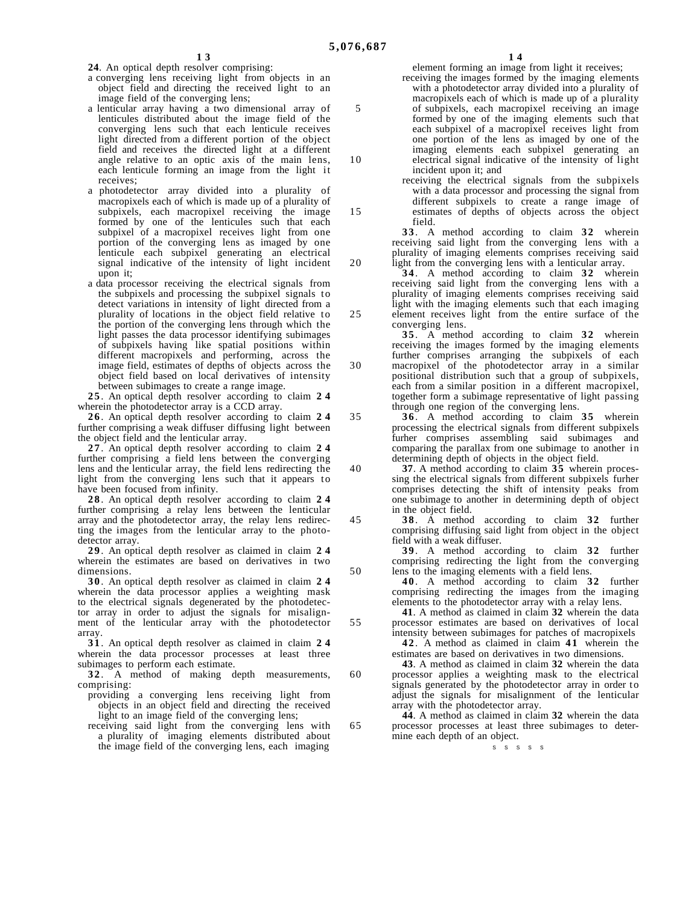24. An optical depth resolver comprising:

a converging lens receiving light from objects in an object field and directing the received light to an image field of the converging lens;

a lenticular array having a two dimensional array of lenticules distributed about the image field of the converging lens such that each lenticule receives light directed from a different portion of the object field and receives the directed light at a different angle relative to an optic axis of the main lens, each lenticule forming an image from the light it receives;

a photodetector array divided into a plurality of macropixels each of which is made up of a plurality of subpixels, each macropixel receiving the image formed by one of the lenticules such that each subpixel of a macropixel receives light from one portion of the converging lens as imaged by one lenticule each subpixel generating an electrical signal indicative of the intensity of light incident upon it;

a data processor receiving the electrical signals from the subpixels and processing the subpixel signals to detect variations in intensity of light directed from a plurality of locations in the object field relative to the portion of the converging lens through which the light passes the data processor identifying subimages of subpixels having like spatial positions within different macropixels and performing, across the image field, estimates of depths of objects across the object field based on local derivatives of intensity between subimages to create a range image.

25. An optical depth resolver according to claim 24 wherein the photodetector array is a CCD array.

26. An optical depth resolver according to claim 24 further comprising a weak diffuser diffusing light between the object field and the lenticular array.

27. An optical depth resolver according to claim 24 further comprising a field lens between the converging lens and the lenticular array, the field lens redirecting the light from the converging lens such that it appears to have been focused from infinity.

28. An optical depth resolver according to claim 24 further comprising a relay lens between the lenticular array and the photodetector array, the relay lens redirecting the images from the lenticular array to the photodetector array.

29. An optical depth resolver as claimed in claim 24 wherein the estimates are based on derivatives in two dimensions.

30. An optical depth resolver as claimed in claim 24 wherein the data processor applies a weighting mask to the electrical signals degenerated by the photodetector array in order to adjust the signals for misalignment of the lenticular array with the photodetector array.

31. An optical depth resolver as claimed in claim 24 wherein the data processor processes at least three subimages to perform each estimate.

32. A method of making depth measurements, comprising:

providing a converging lens receiving light from objects in an object field and directing the received light to an image field of the converging lens;

receiving said light from the converging lens with a plurality of imaging elements distributed about the image field of the converging lens, each imaging element forming an image from light it receives;

receiving the images formed by the imaging elements with a photodetector array divided into a plurality of macropixels each of which is made up of a plurality of subpixels, each macropixel receiving an image formed by one of the imaging elements such that each subpixel of a macropixel receives light from one portion of the lens as imaged by one of the imaging elements each subpixel generating an electrical signal indicative of the intensity of light incident upon it; and

receiving the electrical signals from the subpixels with a data processor and processing the signal from different subpixels to create a range image of estimates of depths of objects across the object field.

33. A method according to claim 32 wherein receiving said light from the converging lens with a plurality of imaging elements comprises receiving said light from the converging lens with a lenticular array.

34. A method according to claim 32 wherein receiving said light from the converging lens with a plurality of imaging elements comprises receiving said light with the imaging elements such that each imaging element receives light from the entire surface of the converging lens.

35. A method according to claim 32 wherein receiving the images formed by the imaging elements further comprises arranging the subpixels of each macropixel of the photodetector array in a similar positional distribution such that a group of subpixels, each from a similar position in a different macropixel, together form a subimage representative of light passing through one region of the converging lens.

36. A method according to claim 35 wherein processing the electrical signals from different subpixels furher comprises assembling said subimages and comparing the parallax from one subimage to another in determining depth of objects in the object field.

37. A method according to claim 35 wherein processing the electrical signals from different subpixels furher comprises detecting the shift of intensity peaks from one subimage to another in determining depth of object in the object field.

38. A method according to claim 32 further comprising diffusing said light from object in the object field with a weak diffuser.

39. A method according to claim 32 further comprising redirecting the light from the converging lens to the imaging elements with a field lens.

40. A method according to claim 32 further comprising redirecting the images from the imaging elements to the photodetector array with a relay lens.

41. A method as claimed in claim 32 wherein the data processor estimates are based on derivatives of local intensity between subimages for patches of macropixels

42. A method as claimed in claim 41 wherein the estimates are based on derivatives in two dimensions.

43. A method as claimed in claim 32 wherein the data processor applies a weighting mask to the electrical signals generated by the photodetector array in order to adjust the signals for misalignment of the lenticular array with the photodetector array.

44. A method as claimed in claim 32 wherein the data processor processes at least three subimages to determine each depth of an object.

* * * * *